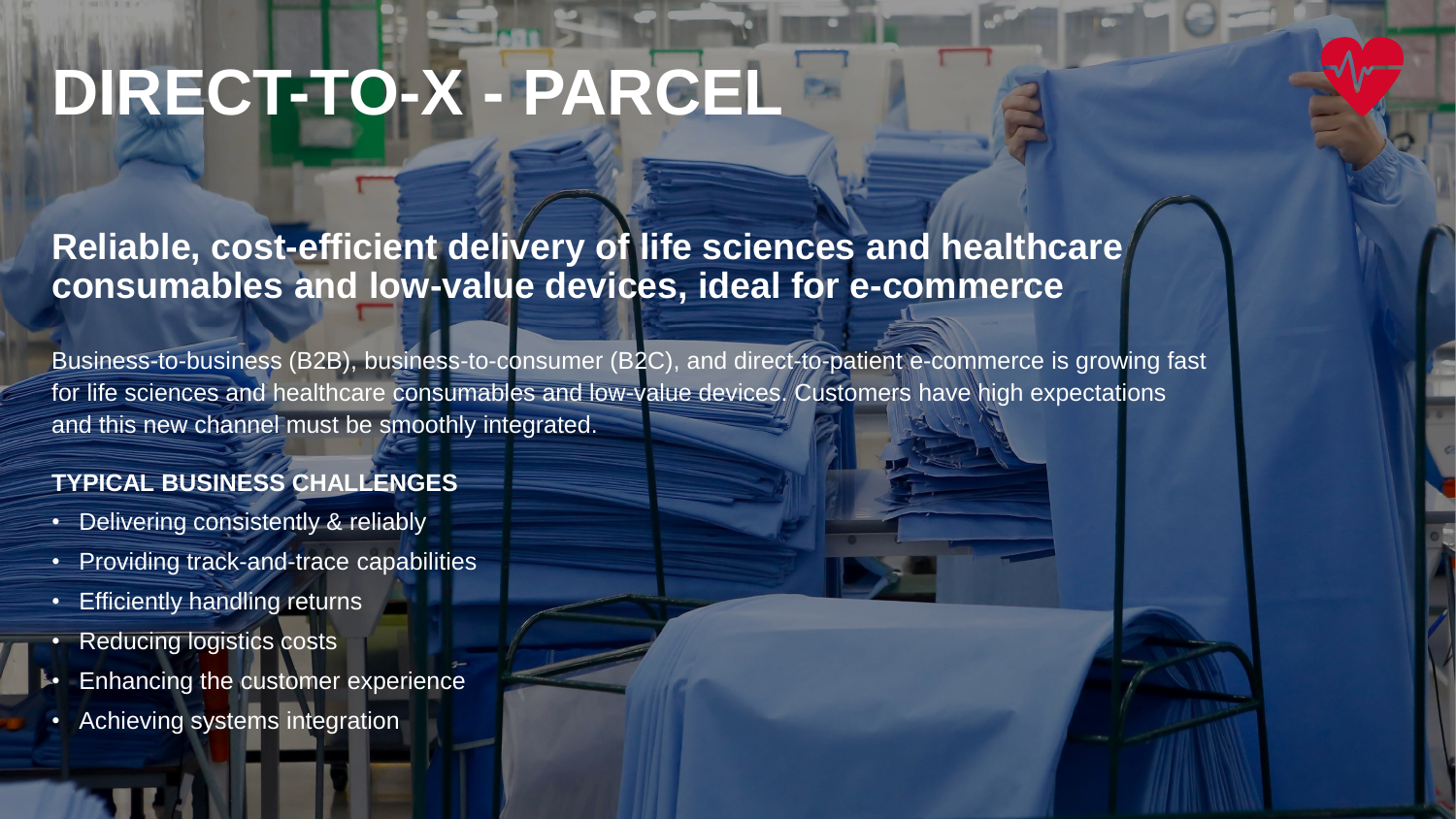# DIRECT-TO-X - PARCEL

## Reliable, cost-efficient delivery of life sciences and healthcare consumables and low-value devices, ideal for e-commerce

Business-to-business (B2B), business-to-consumer (B2C), and direct-to-patient e-commerce is growing fast for life sciences and healthcare consumables and low-value devices. Customers have high expectations and this new channel must be smoothly integrated.

**TYPICAL BUSINESS CHALLENGES**

- Delivering consistently & reliably
- Providing track-and-trace capabilities
- Efficiently handling returns
- Reducing logistics costs
- Enhancing the customer experience
- Achieving systems integration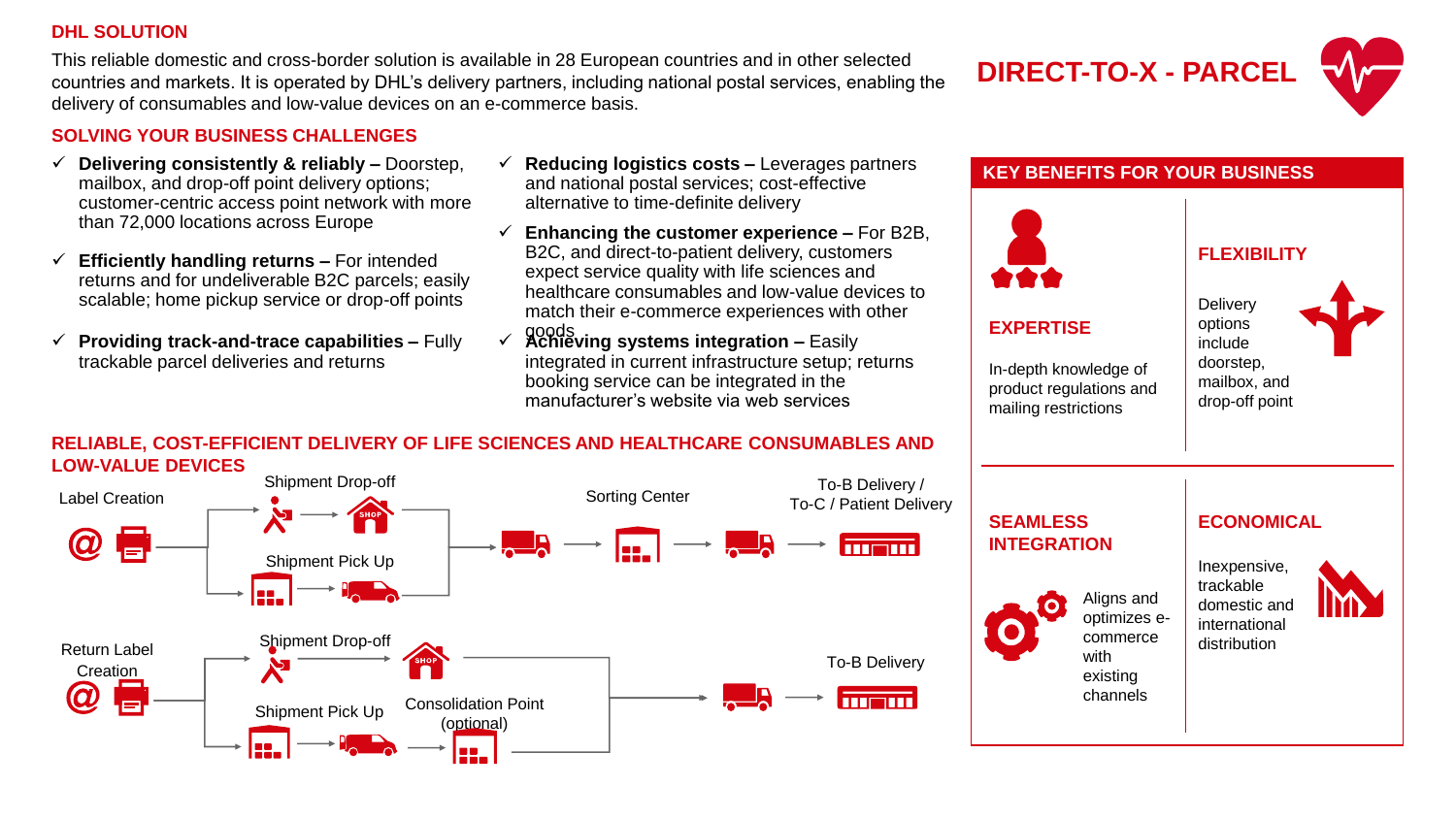# DIRECT-TO-X - PARCEL

## DHL SOLUTION

This reliable domestic and cross-border solution is available in 28 European countries and in other selected countries and markets. It is operated by DHL's delivery partners, including national postal services, enabling the delivery of consumables and low-value devices on an e-commerce basis.

## SOLVING YOUR BUSINESS CHALLENGES

- ✓ **Delivering consistently & reliably –** Doorstep, mailbox, and drop-off point delivery options; customer-centric access point network with more than 72,000 locations across Europe
- ✓ **Efficiently handling returns –** For intended returns and for undeliverable B2C parcels; easily scalable; home pickup service or drop-off points
- ✓ **Providing track-and-trace capabilities –** Fully trackable parcel deliveries and returns
- ✓ **Reducing logistics costs –** Leverages partners and national postal services; cost-effective alternative to time-definite delivery
- ✓ **Enhancing the customer experience –** For B2B, B2C, and direct-to-patient delivery, customers expect service quality with life sciences and healthcare consumables and low-value devices to match their e-commerce experiences with other goods
- ✓ **Achieving systems integration –** Easily integrated in current infrastructure setup; returns booking service can be integrated in the manufacturer's website via web services

## RELIABLE, COST-EFFICIENT DELIVERY OF LIFE SCIENCES AND HEALTHCARE CONSUMABLES AND LOW-VALUE DEVICES

Label Creation

Shipment Drop-off

Shipment Pick Up

Sorting Center

To-B Delivery / To-C / Patient Delivery

Return Label Creation

Shipment Drop-off

Shipment Pick Up

Consolidation Point (optional)

To-B Delivery

## KEY BENEFITS FOR YOUR BUSINESS

### EXPERTISE

In-depth knowledge of product regulations and mailing restrictions

### FLEXIBILITY

Delivery options include doorstep, mailbox, and drop-off point

### SEAMLESS INTEGRATION

Aligns and optimizes e-commerce with existing channels

### ECONOMICAL

Inexpensive, trackable domestic and international distribution